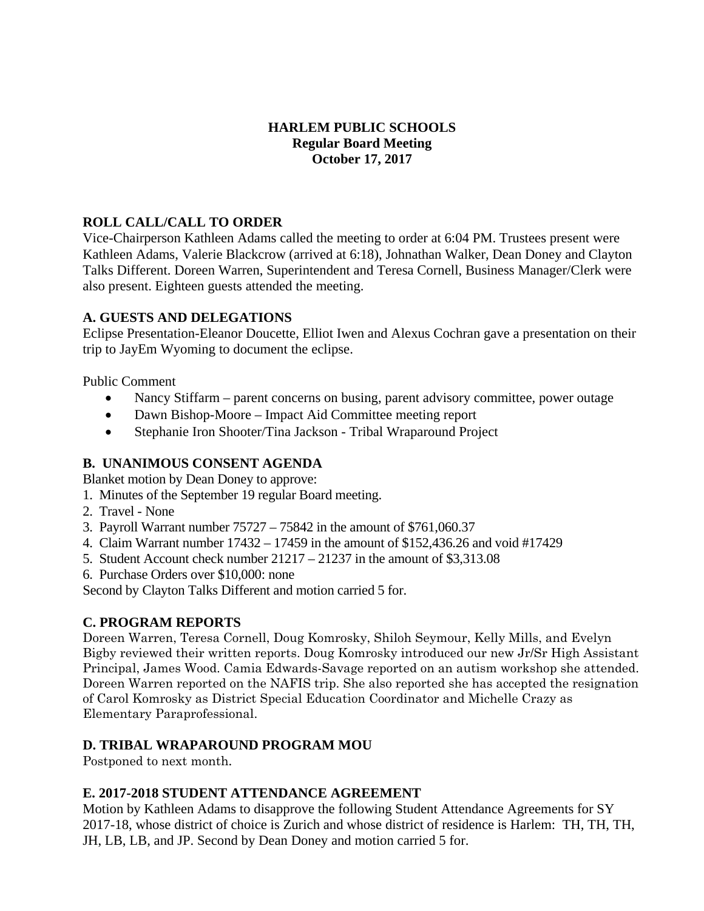**HARLEM PUBLIC SCHOOLS**
**Regular Board Meeting**
**October 17, 2017**

## ROLL CALL/CALL TO ORDER

Vice-Chairperson Kathleen Adams called the meeting to order at 6:04 PM. Trustees present were Kathleen Adams, Valerie Blackcrow (arrived at 6:18), Johnathan Walker, Dean Doney and Clayton Talks Different. Doreen Warren, Superintendent and Teresa Cornell, Business Manager/Clerk were also present. Eighteen guests attended the meeting.

## A. GUESTS AND DELEGATIONS

Eclipse Presentation-Eleanor Doucette, Elliot Iwen and Alexus Cochran gave a presentation on their trip to JayEm Wyoming to document the eclipse.

Public Comment

- Nancy Stiffarm – parent concerns on busing, parent advisory committee, power outage
- Dawn Bishop-Moore – Impact Aid Committee meeting report
- Stephanie Iron Shooter/Tina Jackson - Tribal Wraparound Project

## B. UNANIMOUS CONSENT AGENDA

Blanket motion by Dean Doney to approve:

1. Minutes of the September 19 regular Board meeting.
2. Travel - None
3. Payroll Warrant number 75727 – 75842 in the amount of $761,060.37
4. Claim Warrant number 17432 – 17459 in the amount of $152,436.26 and void #17429
5. Student Account check number 21217 – 21237 in the amount of $3,313.08
6. Purchase Orders over $10,000: none

Second by Clayton Talks Different and motion carried 5 for.

## C. PROGRAM REPORTS

Doreen Warren, Teresa Cornell, Doug Komrosky, Shiloh Seymour, Kelly Mills, and Evelyn Bigby reviewed their written reports. Doug Komrosky introduced our new Jr/Sr High Assistant Principal, James Wood. Camia Edwards-Savage reported on an autism workshop she attended. Doreen Warren reported on the NAFIS trip. She also reported she has accepted the resignation of Carol Komrosky as District Special Education Coordinator and Michelle Crazy as Elementary Paraprofessional.

## D. TRIBAL WRAPAROUND PROGRAM MOU

Postponed to next month.

## E. 2017-2018 STUDENT ATTENDANCE AGREEMENT

Motion by Kathleen Adams to disapprove the following Student Attendance Agreements for SY 2017-18, whose district of choice is Zurich and whose district of residence is Harlem: TH, TH, TH, JH, LB, LB, and JP. Second by Dean Doney and motion carried 5 for.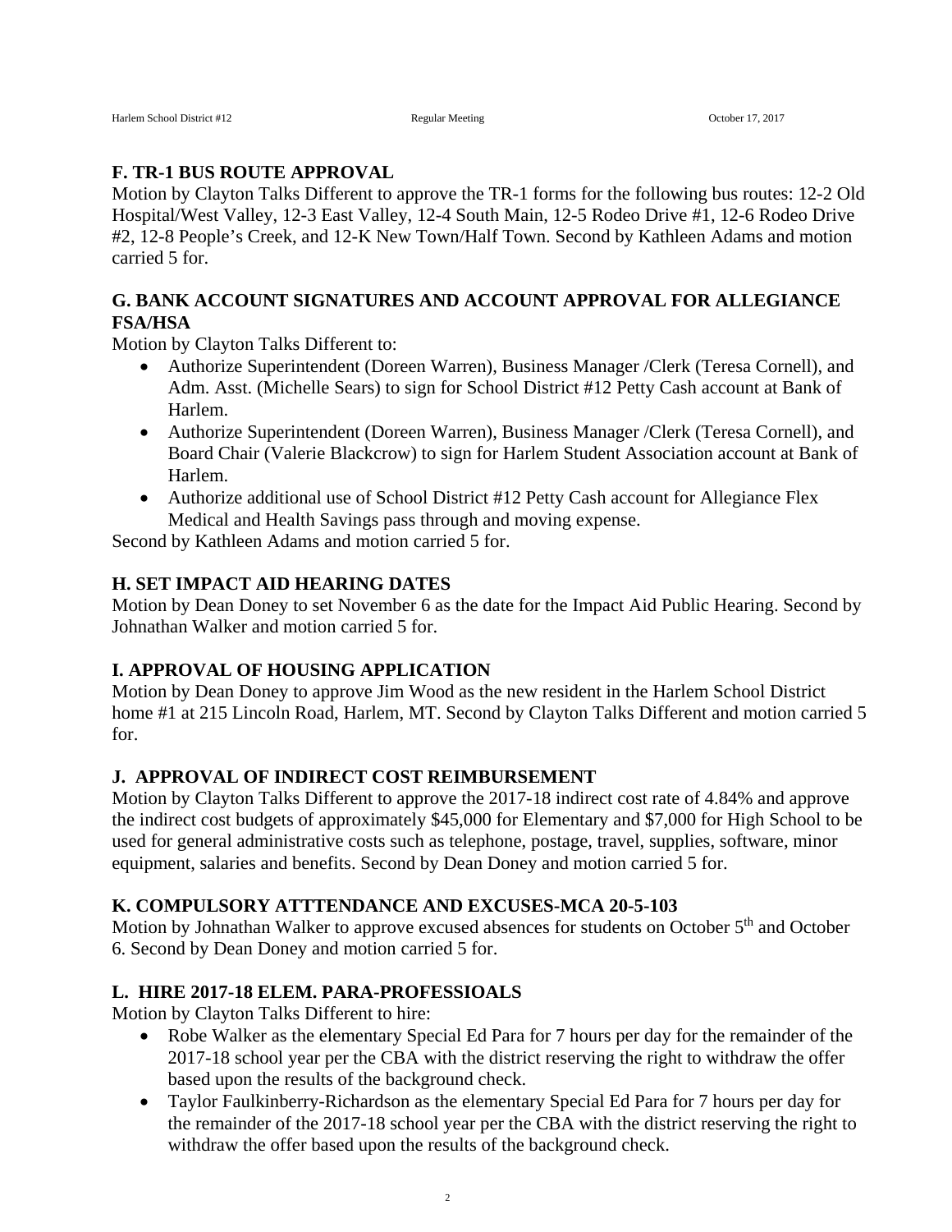## F. TR-1 BUS ROUTE APPROVAL

Motion by Clayton Talks Different to approve the TR-1 forms for the following bus routes: 12-2 Old Hospital/West Valley, 12-3 East Valley, 12-4 South Main, 12-5 Rodeo Drive #1, 12-6 Rodeo Drive #2, 12-8 People's Creek, and 12-K New Town/Half Town. Second by Kathleen Adams and motion carried 5 for.

## G. BANK ACCOUNT SIGNATURES AND ACCOUNT APPROVAL FOR ALLEGIANCE FSA/HSA

Motion by Clayton Talks Different to:

- Authorize Superintendent (Doreen Warren), Business Manager /Clerk (Teresa Cornell), and Adm. Asst. (Michelle Sears) to sign for School District #12 Petty Cash account at Bank of Harlem.
- Authorize Superintendent (Doreen Warren), Business Manager /Clerk (Teresa Cornell), and Board Chair (Valerie Blackcrow) to sign for Harlem Student Association account at Bank of Harlem.
- Authorize additional use of School District #12 Petty Cash account for Allegiance Flex Medical and Health Savings pass through and moving expense.

Second by Kathleen Adams and motion carried 5 for.

## H. SET IMPACT AID HEARING DATES

Motion by Dean Doney to set November 6 as the date for the Impact Aid Public Hearing. Second by Johnathan Walker and motion carried 5 for.

## I. APPROVAL OF HOUSING APPLICATION

Motion by Dean Doney to approve Jim Wood as the new resident in the Harlem School District home #1 at 215 Lincoln Road, Harlem, MT. Second by Clayton Talks Different and motion carried 5 for.

## J. APPROVAL OF INDIRECT COST REIMBURSEMENT

Motion by Clayton Talks Different to approve the 2017-18 indirect cost rate of 4.84% and approve the indirect cost budgets of approximately $45,000 for Elementary and $7,000 for High School to be used for general administrative costs such as telephone, postage, travel, supplies, software, minor equipment, salaries and benefits. Second by Dean Doney and motion carried 5 for.

## K. COMPULSORY ATTTENDANCE AND EXCUSES-MCA 20-5-103

Motion by Johnathan Walker to approve excused absences for students on October 5th and October 6. Second by Dean Doney and motion carried 5 for.

## L. HIRE 2017-18 ELEM. PARA-PROFESSIOALS

Motion by Clayton Talks Different to hire:

- Robe Walker as the elementary Special Ed Para for 7 hours per day for the remainder of the 2017-18 school year per the CBA with the district reserving the right to withdraw the offer based upon the results of the background check.
- Taylor Faulkinberry-Richardson as the elementary Special Ed Para for 7 hours per day for the remainder of the 2017-18 school year per the CBA with the district reserving the right to withdraw the offer based upon the results of the background check.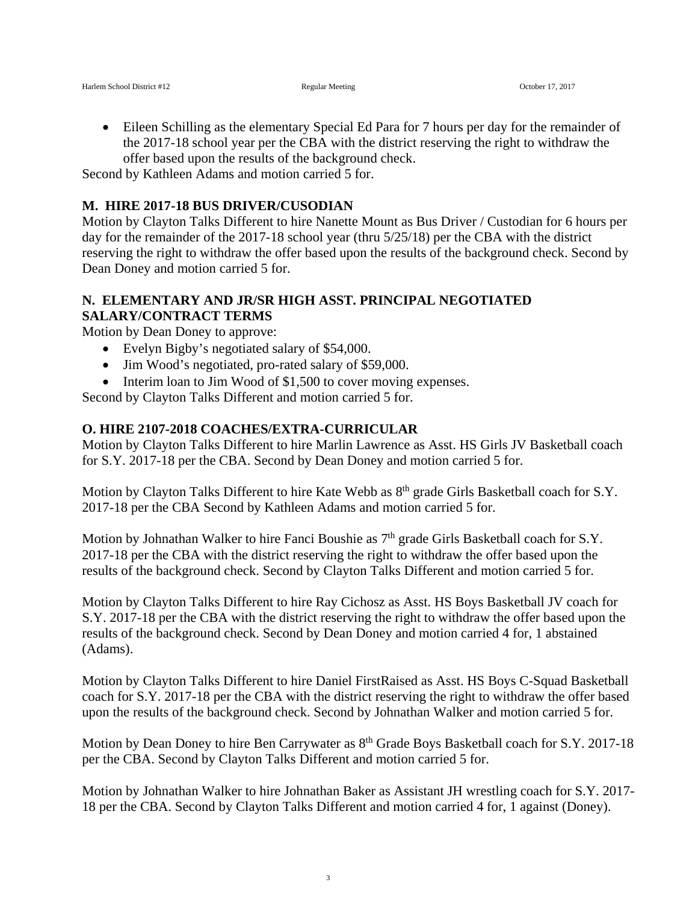- Eileen Schilling as the elementary Special Ed Para for 7 hours per day for the remainder of the 2017-18 school year per the CBA with the district reserving the right to withdraw the offer based upon the results of the background check.

Second by Kathleen Adams and motion carried 5 for.

**M. HIRE 2017-18 BUS DRIVER/CUSODIAN**

Motion by Clayton Talks Different to hire Nanette Mount as Bus Driver / Custodian for 6 hours per day for the remainder of the 2017-18 school year (thru 5/25/18) per the CBA with the district reserving the right to withdraw the offer based upon the results of the background check. Second by Dean Doney and motion carried 5 for.

**N. ELEMENTARY AND JR/SR HIGH ASST. PRINCIPAL NEGOTIATED SALARY/CONTRACT TERMS**

Motion by Dean Doney to approve:

- Evelyn Bigby's negotiated salary of $54,000.
- Jim Wood's negotiated, pro-rated salary of $59,000.
- Interim loan to Jim Wood of $1,500 to cover moving expenses.

Second by Clayton Talks Different and motion carried 5 for.

**O. HIRE 2107-2018 COACHES/EXTRA-CURRICULAR**

Motion by Clayton Talks Different to hire Marlin Lawrence as Asst. HS Girls JV Basketball coach for S.Y. 2017-18 per the CBA. Second by Dean Doney and motion carried 5 for.

Motion by Clayton Talks Different to hire Kate Webb as 8th grade Girls Basketball coach for S.Y. 2017-18 per the CBA Second by Kathleen Adams and motion carried 5 for.

Motion by Johnathan Walker to hire Fanci Boushie as 7th grade Girls Basketball coach for S.Y. 2017-18 per the CBA with the district reserving the right to withdraw the offer based upon the results of the background check. Second by Clayton Talks Different and motion carried 5 for.

Motion by Clayton Talks Different to hire Ray Cichosz as Asst. HS Boys Basketball JV coach for S.Y. 2017-18 per the CBA with the district reserving the right to withdraw the offer based upon the results of the background check. Second by Dean Doney and motion carried 4 for, 1 abstained (Adams).

Motion by Clayton Talks Different to hire Daniel FirstRaised as Asst. HS Boys C-Squad Basketball coach for S.Y. 2017-18 per the CBA with the district reserving the right to withdraw the offer based upon the results of the background check. Second by Johnathan Walker and motion carried 5 for.

Motion by Dean Doney to hire Ben Carrywater as 8th Grade Boys Basketball coach for S.Y. 2017-18 per the CBA. Second by Clayton Talks Different and motion carried 5 for.

Motion by Johnathan Walker to hire Johnathan Baker as Assistant JH wrestling coach for S.Y. 2017-18 per the CBA. Second by Clayton Talks Different and motion carried 4 for, 1 against (Doney).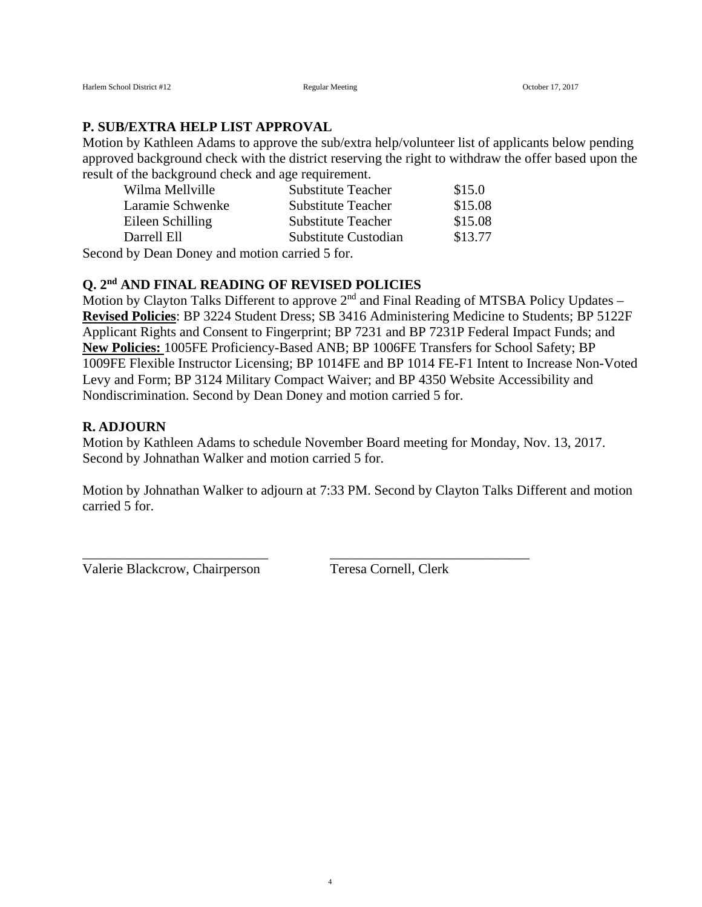## P. SUB/EXTRA HELP LIST APPROVAL

Motion by Kathleen Adams to approve the sub/extra help/volunteer list of applicants below pending approved background check with the district reserving the right to withdraw the offer based upon the result of the background check and age requirement.

| | | |
|---|---|---|
| Wilma Mellville | Substitute Teacher | \$15.0 |
| Laramie Schwenke | Substitute Teacher | \$15.08 |
| Eileen Schilling | Substitute Teacher | \$15.08 |
| Darrell Ell | Substitute Custodian | \$13.77 |

Second by Dean Doney and motion carried 5 for.

## Q. 2nd AND FINAL READING OF REVISED POLICIES

Motion by Clayton Talks Different to approve 2nd and Final Reading of MTSBA Policy Updates – **Revised Policies**: BP 3224 Student Dress; SB 3416 Administering Medicine to Students; BP 5122F Applicant Rights and Consent to Fingerprint; BP 7231 and BP 7231P Federal Impact Funds; and **New Policies:** 1005FE Proficiency-Based ANB; BP 1006FE Transfers for School Safety; BP 1009FE Flexible Instructor Licensing; BP 1014FE and BP 1014 FE-F1 Intent to Increase Non-Voted Levy and Form; BP 3124 Military Compact Waiver; and BP 4350 Website Accessibility and Nondiscrimination. Second by Dean Doney and motion carried 5 for.

## R. ADJOURN

Motion by Kathleen Adams to schedule November Board meeting for Monday, Nov. 13, 2017. Second by Johnathan Walker and motion carried 5 for.

Motion by Johnathan Walker to adjourn at 7:33 PM. Second by Clayton Talks Different and motion carried 5 for.

\_\_\_\_\_\_\_\_\_\_\_\_\_\_\_\_\_\_\_\_\_\_\_\_\_\_\_\_ \_\_\_\_\_\_\_\_\_\_\_\_\_\_\_\_\_\_\_\_\_\_\_\_\_\_\_\_\_\_

Valerie Blackcrow, Chairperson Teresa Cornell, Clerk